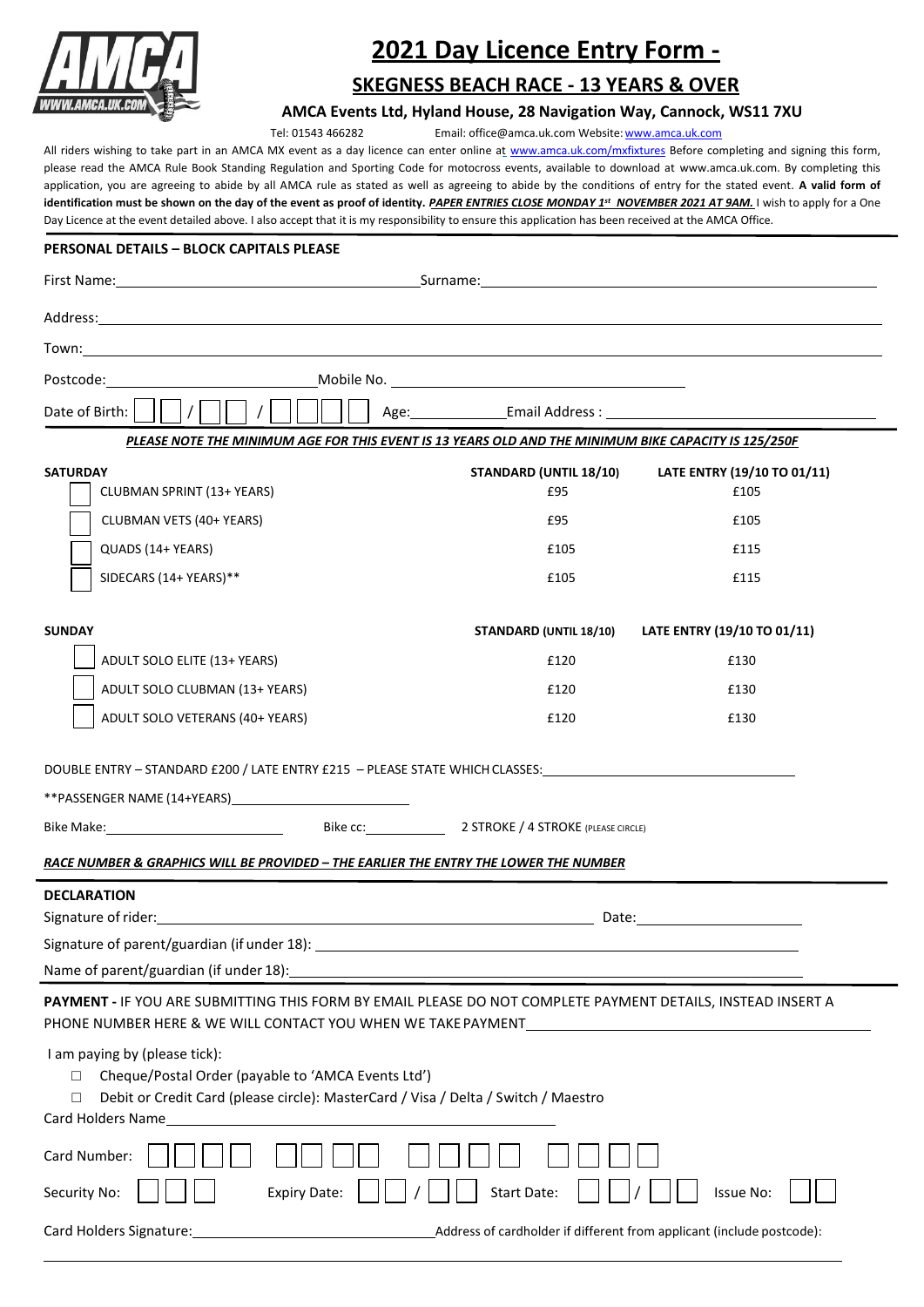# 2021 Day Licence Entry Form -

## SKEGNESS BEACH RACE - 13 YEARS & OVER

### AMCA Events Ltd, Hyland House, 28 Navigation Way, Cannock, WS11 7XU

Tel: 01543 466282 Email: office@amca.uk.com Website: www.amca.uk.com

All riders wishing to take part in an AMCA MX event as a day licence can enter online at www.amca.uk.com/mxfixtures Before completing and signing this form, please read the AMCA Rule Book Standing Regulation and Sporting Code for motocross events, available to download at www.amca.uk.com. By completing this application, you are agreeing to abide by all AMCA rule as stated as well as agreeing to abide by the conditions of entry for the stated event. **A valid form of identification must be shown on the day of the event as proof of identity.** ***PAPER ENTRIES CLOSE MONDAY 1st NOVEMBER 2021 AT 9AM.*** I wish to apply for a One Day Licence at the event detailed above. I also accept that it is my responsibility to ensure this application has been received at the AMCA Office.

**PERSONAL DETAILS – BLOCK CAPITALS PLEASE**

First Name: ______________________ Surname: ______________________

Address: ______________________

Town: ______________________

Postcode: ______________ Mobile No. ______________________

Date of Birth: ☐☐ / ☐☐ / ☐☐☐☐ Age: __________ Email Address : ______________________

***PLEASE NOTE THE MINIMUM AGE FOR THIS EVENT IS 13 YEARS OLD AND THE MINIMUM BIKE CAPACITY IS 125/250F***

| SATURDAY | STANDARD (UNTIL 18/10) | LATE ENTRY (19/10 TO 01/11) |
|---|---|---|
| ☐ CLUBMAN SPRINT (13+ YEARS) | £95 | £105 |
| ☐ CLUBMAN VETS (40+ YEARS) | £95 | £105 |
| ☐ QUADS (14+ YEARS) | £105 | £115 |
| ☐ SIDECARS (14+ YEARS)** | £105 | £115 |

| SUNDAY | STANDARD (UNTIL 18/10) | LATE ENTRY (19/10 TO 01/11) |
|---|---|---|
| ☐ ADULT SOLO ELITE (13+ YEARS) | £120 | £130 |
| ☐ ADULT SOLO CLUBMAN (13+ YEARS) | £120 | £130 |
| ☐ ADULT SOLO VETERANS (40+ YEARS) | £120 | £130 |

DOUBLE ENTRY – STANDARD £200 / LATE ENTRY £215 – PLEASE STATE WHICH CLASSES: ______________________

**PASSENGER NAME (14+YEARS) ______________________

Bike Make: ______________ Bike cc: __________ 2 STROKE / 4 STROKE (PLEASE CIRCLE)

***RACE NUMBER & GRAPHICS WILL BE PROVIDED – THE EARLIER THE ENTRY THE LOWER THE NUMBER***

**DECLARATION**

Signature of rider: ______________________ Date: ______________

Signature of parent/guardian (if under 18): ______________________

Name of parent/guardian (if under 18): ______________________

**PAYMENT -** IF YOU ARE SUBMITTING THIS FORM BY EMAIL PLEASE DO NOT COMPLETE PAYMENT DETAILS, INSTEAD INSERT A PHONE NUMBER HERE & WE WILL CONTACT YOU WHEN WE TAKE PAYMENT ______________________

I am paying by (please tick):

- ☐ Cheque/Postal Order (payable to 'AMCA Events Ltd')
- ☐ Debit or Credit Card (please circle): MasterCard / Visa / Delta / Switch / Maestro

Card Holders Name ______________________

Card Number: ☐☐☐☐ ☐☐☐☐ ☐☐☐☐ ☐☐☐☐

Security No: ☐☐☐ Expiry Date: ☐☐ / ☐☐ Start Date: ☐☐ / ☐☐ Issue No: ☐☐

Card Holders Signature: ______________________ Address of cardholder if different from applicant (include postcode):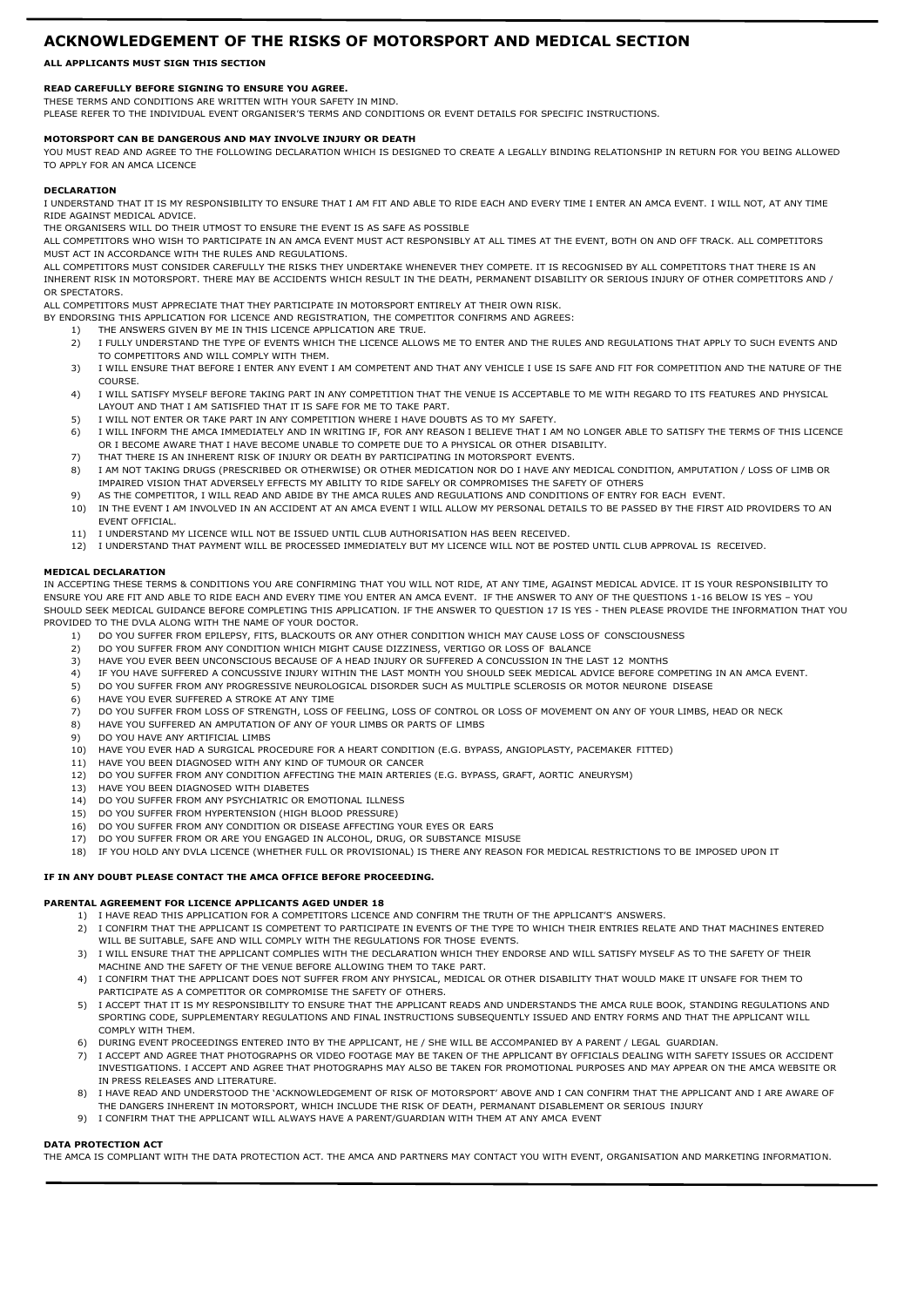# ACKNOWLEDGEMENT OF THE RISKS OF MOTORSPORT AND MEDICAL SECTION

**ALL APPLICANTS MUST SIGN THIS SECTION**

**READ CAREFULLY BEFORE SIGNING TO ENSURE YOU AGREE.**

THESE TERMS AND CONDITIONS ARE WRITTEN WITH YOUR SAFETY IN MIND.

PLEASE REFER TO THE INDIVIDUAL EVENT ORGANISER'S TERMS AND CONDITIONS OR EVENT DETAILS FOR SPECIFIC INSTRUCTIONS.

**MOTORSPORT CAN BE DANGEROUS AND MAY INVOLVE INJURY OR DEATH**

YOU MUST READ AND AGREE TO THE FOLLOWING DECLARATION WHICH IS DESIGNED TO CREATE A LEGALLY BINDING RELATIONSHIP IN RETURN FOR YOU BEING ALLOWED TO APPLY FOR AN AMCA LICENCE

**DECLARATION**

I UNDERSTAND THAT IT IS MY RESPONSIBILITY TO ENSURE THAT I AM FIT AND ABLE TO RIDE EACH AND EVERY TIME I ENTER AN AMCA EVENT. I WILL NOT, AT ANY TIME RIDE AGAINST MEDICAL ADVICE.

THE ORGANISERS WILL DO THEIR UTMOST TO ENSURE THE EVENT IS AS SAFE AS POSSIBLE

ALL COMPETITORS WHO WISH TO PARTICIPATE IN AN AMCA EVENT MUST ACT RESPONSIBLY AT ALL TIMES AT THE EVENT, BOTH ON AND OFF TRACK. ALL COMPETITORS MUST ACT IN ACCORDANCE WITH THE RULES AND REGULATIONS.

ALL COMPETITORS MUST CONSIDER CAREFULLY THE RISKS THEY UNDERTAKE WHENEVER THEY COMPETE. IT IS RECOGNISED BY ALL COMPETITORS THAT THERE IS AN INHERENT RISK IN MOTORSPORT. THERE MAY BE ACCIDENTS WHICH RESULT IN THE DEATH, PERMANENT DISABILITY OR SERIOUS INJURY OF OTHER COMPETITORS AND / OR SPECTATORS.

ALL COMPETITORS MUST APPRECIATE THAT THEY PARTICIPATE IN MOTORSPORT ENTIRELY AT THEIR OWN RISK.

BY ENDORSING THIS APPLICATION FOR LICENCE AND REGISTRATION, THE COMPETITOR CONFIRMS AND AGREES:

1) THE ANSWERS GIVEN BY ME IN THIS LICENCE APPLICATION ARE TRUE.
2) I FULLY UNDERSTAND THE TYPE OF EVENTS WHICH THE LICENCE ALLOWS ME TO ENTER AND THE RULES AND REGULATIONS THAT APPLY TO SUCH EVENTS AND TO COMPETITORS AND WILL COMPLY WITH THEM.
3) I WILL ENSURE THAT BEFORE I ENTER ANY EVENT I AM COMPETENT AND THAT ANY VEHICLE I USE IS SAFE AND FIT FOR COMPETITION AND THE NATURE OF THE COURSE.
4) I WILL SATISFY MYSELF BEFORE TAKING PART IN ANY COMPETITION THAT THE VENUE IS ACCEPTABLE TO ME WITH REGARD TO ITS FEATURES AND PHYSICAL LAYOUT AND THAT I AM SATISFIED THAT IT IS SAFE FOR ME TO TAKE PART.
5) I WILL NOT ENTER OR TAKE PART IN ANY COMPETITION WHERE I HAVE DOUBTS AS TO MY SAFETY.
6) I WILL INFORM THE AMCA IMMEDIATELY AND IN WRITING IF, FOR ANY REASON I BELIEVE THAT I AM NO LONGER ABLE TO SATISFY THE TERMS OF THIS LICENCE OR I BECOME AWARE THAT I HAVE BECOME UNABLE TO COMPETE DUE TO A PHYSICAL OR OTHER DISABILITY.
7) THAT THERE IS AN INHERENT RISK OF INJURY OR DEATH BY PARTICIPATING IN MOTORSPORT EVENTS.
8) I AM NOT TAKING DRUGS (PRESCRIBED OR OTHERWISE) OR OTHER MEDICATION NOR DO I HAVE ANY MEDICAL CONDITION, AMPUTATION / LOSS OF LIMB OR IMPAIRED VISION THAT ADVERSELY EFFECTS MY ABILITY TO RIDE SAFELY OR COMPROMISES THE SAFETY OF OTHERS
9) AS THE COMPETITOR, I WILL READ AND ABIDE BY THE AMCA RULES AND REGULATIONS AND CONDITIONS OF ENTRY FOR EACH EVENT.
10) IN THE EVENT I AM INVOLVED IN AN ACCIDENT AT AN AMCA EVENT I WILL ALLOW MY PERSONAL DETAILS TO BE PASSED BY THE FIRST AID PROVIDERS TO AN EVENT OFFICIAL.
11) I UNDERSTAND MY LICENCE WILL NOT BE ISSUED UNTIL CLUB AUTHORISATION HAS BEEN RECEIVED.
12) I UNDERSTAND THAT PAYMENT WILL BE PROCESSED IMMEDIATELY BUT MY LICENCE WILL NOT BE POSTED UNTIL CLUB APPROVAL IS RECEIVED.

**MEDICAL DECLARATION**

IN ACCEPTING THESE TERMS & CONDITIONS YOU ARE CONFIRMING THAT YOU WILL NOT RIDE, AT ANY TIME, AGAINST MEDICAL ADVICE. IT IS YOUR RESPONSIBILITY TO ENSURE YOU ARE FIT AND ABLE TO RIDE EACH AND EVERY TIME YOU ENTER AN AMCA EVENT. IF THE ANSWER TO ANY OF THE QUESTIONS 1-16 BELOW IS YES – YOU SHOULD SEEK MEDICAL GUIDANCE BEFORE COMPLETING THIS APPLICATION. IF THE ANSWER TO QUESTION 17 IS YES - THEN PLEASE PROVIDE THE INFORMATION THAT YOU PROVIDED TO THE DVLA ALONG WITH THE NAME OF YOUR DOCTOR.

1) DO YOU SUFFER FROM EPILEPSY, FITS, BLACKOUTS OR ANY OTHER CONDITION WHICH MAY CAUSE LOSS OF CONSCIOUSNESS
2) DO YOU SUFFER FROM ANY CONDITION WHICH MIGHT CAUSE DIZZINESS, VERTIGO OR LOSS OF BALANCE
3) HAVE YOU EVER BEEN UNCONSCIOUS BECAUSE OF A HEAD INJURY OR SUFFERED A CONCUSSION IN THE LAST 12 MONTHS
4) IF YOU HAVE SUFFERED A CONCUSSIVE INJURY WITHIN THE LAST MONTH YOU SHOULD SEEK MEDICAL ADVICE BEFORE COMPETING IN AN AMCA EVENT.
5) DO YOU SUFFER FROM ANY PROGRESSIVE NEUROLOGICAL DISORDER SUCH AS MULTIPLE SCLEROSIS OR MOTOR NEURONE DISEASE
6) HAVE YOU EVER SUFFERED A STROKE AT ANY TIME
7) DO YOU SUFFER FROM LOSS OF STRENGTH, LOSS OF FEELING, LOSS OF CONTROL OR LOSS OF MOVEMENT ON ANY OF YOUR LIMBS, HEAD OR NECK
8) HAVE YOU SUFFERED AN AMPUTATION OF ANY OF YOUR LIMBS OR PARTS OF LIMBS
9) DO YOU HAVE ANY ARTIFICIAL LIMBS
10) HAVE YOU EVER HAD A SURGICAL PROCEDURE FOR A HEART CONDITION (E.G. BYPASS, ANGIOPLASTY, PACEMAKER FITTED)
11) HAVE YOU BEEN DIAGNOSED WITH ANY KIND OF TUMOUR OR CANCER
12) DO YOU SUFFER FROM ANY CONDITION AFFECTING THE MAIN ARTERIES (E.G. BYPASS, GRAFT, AORTIC ANEURYSM)
13) HAVE YOU BEEN DIAGNOSED WITH DIABETES
14) DO YOU SUFFER FROM ANY PSYCHIATRIC OR EMOTIONAL ILLNESS
15) DO YOU SUFFER FROM HYPERTENSION (HIGH BLOOD PRESSURE)
16) DO YOU SUFFER FROM ANY CONDITION OR DISEASE AFFECTING YOUR EYES OR EARS
17) DO YOU SUFFER FROM OR ARE YOU ENGAGED IN ALCOHOL, DRUG, OR SUBSTANCE MISUSE
18) IF YOU HOLD ANY DVLA LICENCE (WHETHER FULL OR PROVISIONAL) IS THERE ANY REASON FOR MEDICAL RESTRICTIONS TO BE IMPOSED UPON IT

**IF IN ANY DOUBT PLEASE CONTACT THE AMCA OFFICE BEFORE PROCEEDING.**

**PARENTAL AGREEMENT FOR LICENCE APPLICANTS AGED UNDER 18**

1) I HAVE READ THIS APPLICATION FOR A COMPETITORS LICENCE AND CONFIRM THE TRUTH OF THE APPLICANT'S ANSWERS.
2) I CONFIRM THAT THE APPLICANT IS COMPETENT TO PARTICIPATE IN EVENTS OF THE TYPE TO WHICH THEIR ENTRIES RELATE AND THAT MACHINES ENTERED WILL BE SUITABLE, SAFE AND WILL COMPLY WITH THE REGULATIONS FOR THOSE EVENTS.
3) I WILL ENSURE THAT THE APPLICANT COMPLIES WITH THE DECLARATION WHICH THEY ENDORSE AND WILL SATISFY MYSELF AS TO THE SAFETY OF THEIR MACHINE AND THE SAFETY OF THE VENUE BEFORE ALLOWING THEM TO TAKE PART.
4) I CONFIRM THAT THE APPLICANT DOES NOT SUFFER FROM ANY PHYSICAL, MEDICAL OR OTHER DISABILITY THAT WOULD MAKE IT UNSAFE FOR THEM TO PARTICIPATE AS A COMPETITOR OR COMPROMISE THE SAFETY OF OTHERS.
5) I ACCEPT THAT IT IS MY RESPONSIBILITY TO ENSURE THAT THE APPLICANT READS AND UNDERSTANDS THE AMCA RULE BOOK, STANDING REGULATIONS AND SPORTING CODE, SUPPLEMENTARY REGULATIONS AND FINAL INSTRUCTIONS SUBSEQUENTLY ISSUED AND ENTRY FORMS AND THAT THE APPLICANT WILL COMPLY WITH THEM.
6) DURING EVENT PROCEEDINGS ENTERED INTO BY THE APPLICANT, HE / SHE WILL BE ACCOMPANIED BY A PARENT / LEGAL GUARDIAN.
7) I ACCEPT AND AGREE THAT PHOTOGRAPHS OR VIDEO FOOTAGE MAY BE TAKEN OF THE APPLICANT BY OFFICIALS DEALING WITH SAFETY ISSUES OR ACCIDENT INVESTIGATIONS. I ACCEPT AND AGREE THAT PHOTOGRAPHS MAY ALSO BE TAKEN FOR PROMOTIONAL PURPOSES AND MAY APPEAR ON THE AMCA WEBSITE OR IN PRESS RELEASES AND LITERATURE.
8) I HAVE READ AND UNDERSTOOD THE 'ACKNOWLEDGEMENT OF RISK OF MOTORSPORT' ABOVE AND I CAN CONFIRM THAT THE APPLICANT AND I ARE AWARE OF THE DANGERS INHERENT IN MOTORSPORT, WHICH INCLUDE THE RISK OF DEATH, PERMANANT DISABLEMENT OR SERIOUS INJURY
9) I CONFIRM THAT THE APPLICANT WILL ALWAYS HAVE A PARENT/GUARDIAN WITH THEM AT ANY AMCA EVENT

**DATA PROTECTION ACT**

THE AMCA IS COMPLIANT WITH THE DATA PROTECTION ACT. THE AMCA AND PARTNERS MAY CONTACT YOU WITH EVENT, ORGANISATION AND MARKETING INFORMATION.